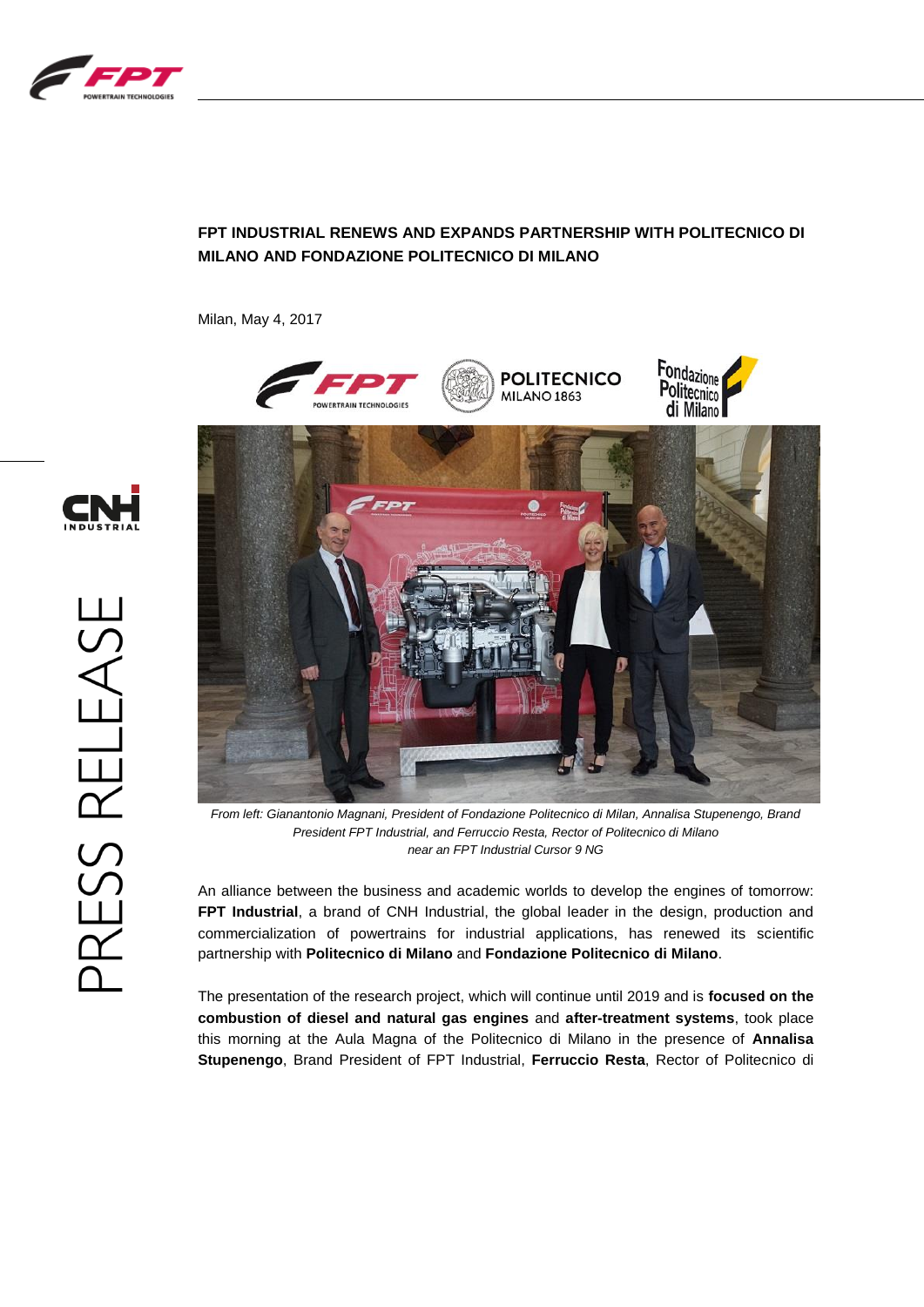# FPT INDUSTRIAL RENEWS AND EXPANDS PARTNERSHIP WITH POLITECNICO DI MILANO AND FONDAZIONE POLITECNICO DI MILANO

Milan, May 4, 2017

*From left: Gianantonio Magnani, President of Fondazione Politecnico di Milan, Annalisa Stupenengo, Brand President FPT Industrial, and Ferruccio Resta, Rector of Politecnico di Milano near an FPT Industrial Cursor 9 NG*

An alliance between the business and academic worlds to develop the engines of tomorrow: **FPT Industrial**, a brand of CNH Industrial, the global leader in the design, production and commercialization of powertrains for industrial applications, has renewed its scientific partnership with **Politecnico di Milano** and **Fondazione Politecnico di Milano**.

The presentation of the research project, which will continue until 2019 and is **focused on the combustion of diesel and natural gas engines** and **after-treatment systems**, took place this morning at the Aula Magna of the Politecnico di Milano in the presence of **Annalisa Stupenengo**, Brand President of FPT Industrial, **Ferruccio Resta**, Rector of Politecnico di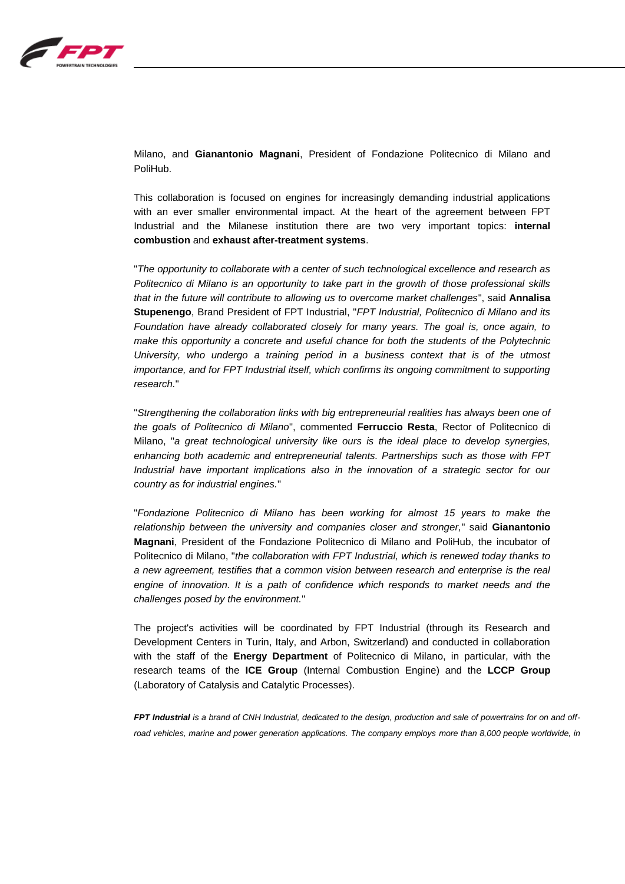Milano, and **Gianantonio Magnani**, President of Fondazione Politecnico di Milano and PoliHub.

This collaboration is focused on engines for increasingly demanding industrial applications with an ever smaller environmental impact. At the heart of the agreement between FPT Industrial and the Milanese institution there are two very important topics: **internal combustion** and **exhaust after-treatment systems**.

"*The opportunity to collaborate with a center of such technological excellence and research as Politecnico di Milano is an opportunity to take part in the growth of those professional skills that in the future will contribute to allowing us to overcome market challenges*", said **Annalisa Stupenengo**, Brand President of FPT Industrial, "*FPT Industrial, Politecnico di Milano and its Foundation have already collaborated closely for many years. The goal is, once again, to make this opportunity a concrete and useful chance for both the students of the Polytechnic University, who undergo a training period in a business context that is of the utmost importance, and for FPT Industrial itself, which confirms its ongoing commitment to supporting research.*"

"*Strengthening the collaboration links with big entrepreneurial realities has always been one of the goals of Politecnico di Milano*", commented **Ferruccio Resta**, Rector of Politecnico di Milano, "*a great technological university like ours is the ideal place to develop synergies, enhancing both academic and entrepreneurial talents. Partnerships such as those with FPT Industrial have important implications also in the innovation of a strategic sector for our country as for industrial engines.*"

"*Fondazione Politecnico di Milano has been working for almost 15 years to make the relationship between the university and companies closer and stronger,*" said **Gianantonio Magnani**, President of the Fondazione Politecnico di Milano and PoliHub, the incubator of Politecnico di Milano, "*the collaboration with FPT Industrial, which is renewed today thanks to a new agreement, testifies that a common vision between research and enterprise is the real engine of innovation. It is a path of confidence which responds to market needs and the challenges posed by the environment.*"

The project's activities will be coordinated by FPT Industrial (through its Research and Development Centers in Turin, Italy, and Arbon, Switzerland) and conducted in collaboration with the staff of the **Energy Department** of Politecnico di Milano, in particular, with the research teams of the **ICE Group** (Internal Combustion Engine) and the **LCCP Group** (Laboratory of Catalysis and Catalytic Processes).

***FPT Industrial** is a brand of CNH Industrial, dedicated to the design, production and sale of powertrains for on and off-road vehicles, marine and power generation applications. The company employs more than 8,000 people worldwide, in*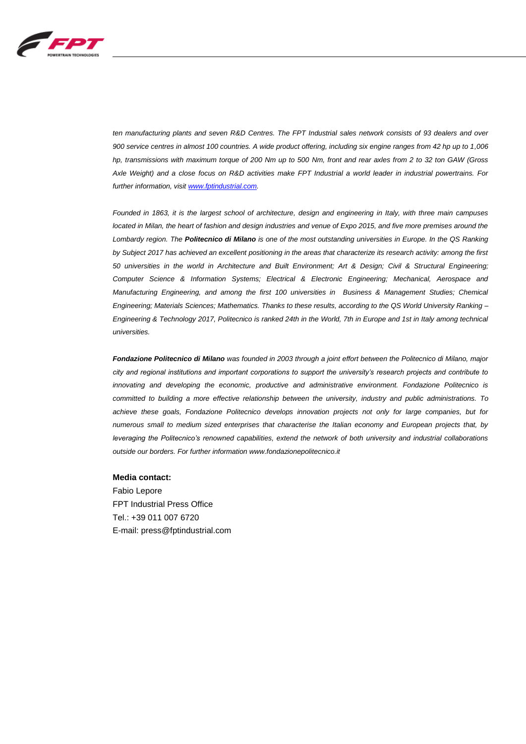*ten manufacturing plants and seven R&D Centres. The FPT Industrial sales network consists of 93 dealers and over 900 service centres in almost 100 countries. A wide product offering, including six engine ranges from 42 hp up to 1,006 hp, transmissions with maximum torque of 200 Nm up to 500 Nm, front and rear axles from 2 to 32 ton GAW (Gross Axle Weight) and a close focus on R&D activities make FPT Industrial a world leader in industrial powertrains. For further information, visit [www.fptindustrial.com](http://www.fptindustrial.com).*

*Founded in 1863, it is the largest school of architecture, design and engineering in Italy, with three main campuses located in Milan, the heart of fashion and design industries and venue of Expo 2015, and five more premises around the Lombardy region. The **Politecnico di Milano** is one of the most outstanding universities in Europe. In the QS Ranking by Subject 2017 has achieved an excellent positioning in the areas that characterize its research activity: among the first 50 universities in the world in Architecture and Built Environment; Art & Design; Civil & Structural Engineering; Computer Science & Information Systems; Electrical & Electronic Engineering; Mechanical, Aerospace and Manufacturing Engineering, and among the first 100 universities in Business & Management Studies; Chemical Engineering; Materials Sciences; Mathematics. Thanks to these results, according to the QS World University Ranking – Engineering & Technology 2017, Politecnico is ranked 24th in the World, 7th in Europe and 1st in Italy among technical universities.*

***Fondazione Politecnico di Milano** was founded in 2003 through a joint effort between the Politecnico di Milano, major city and regional institutions and important corporations to support the university's research projects and contribute to innovating and developing the economic, productive and administrative environment. Fondazione Politecnico is committed to building a more effective relationship between the university, industry and public administrations. To achieve these goals, Fondazione Politecnico develops innovation projects not only for large companies, but for numerous small to medium sized enterprises that characterise the Italian economy and European projects that, by leveraging the Politecnico's renowned capabilities, extend the network of both university and industrial collaborations outside our borders. For further information www.fondazionepolitecnico.it*

**Media contact:**
Fabio Lepore
FPT Industrial Press Office
Tel.: +39 011 007 6720
E-mail: press@fptindustrial.com